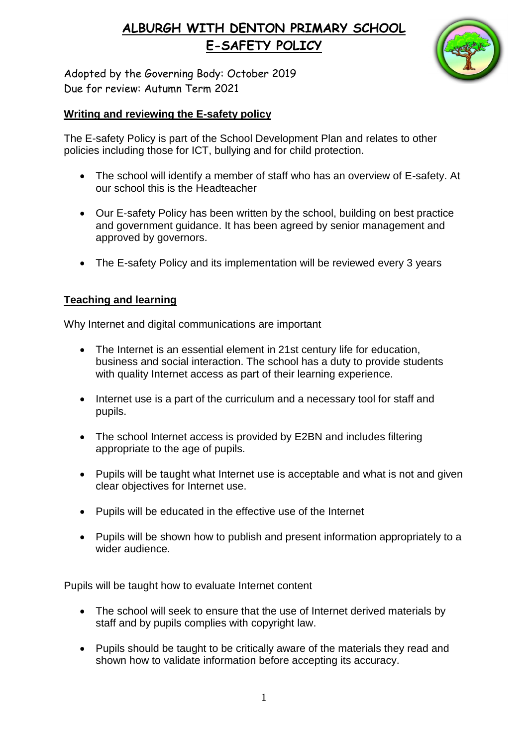# ALBURGH WITH DENTON PRIMARY SCHOOL
# E-SAFETY POLICY

Adopted by the Governing Body: October 2019
Due for review: Autumn Term 2021

## Writing and reviewing the E-safety policy

The E-safety Policy is part of the School Development Plan and relates to other policies including those for ICT, bullying and for child protection.

- The school will identify a member of staff who has an overview of E-safety. At our school this is the Headteacher
- Our E-safety Policy has been written by the school, building on best practice and government guidance. It has been agreed by senior management and approved by governors.
- The E-safety Policy and its implementation will be reviewed every 3 years

## Teaching and learning

Why Internet and digital communications are important

- The Internet is an essential element in 21st century life for education, business and social interaction. The school has a duty to provide students with quality Internet access as part of their learning experience.
- Internet use is a part of the curriculum and a necessary tool for staff and pupils.
- The school Internet access is provided by E2BN and includes filtering appropriate to the age of pupils.
- Pupils will be taught what Internet use is acceptable and what is not and given clear objectives for Internet use.
- Pupils will be educated in the effective use of the Internet
- Pupils will be shown how to publish and present information appropriately to a wider audience.

Pupils will be taught how to evaluate Internet content

- The school will seek to ensure that the use of Internet derived materials by staff and by pupils complies with copyright law.
- Pupils should be taught to be critically aware of the materials they read and shown how to validate information before accepting its accuracy.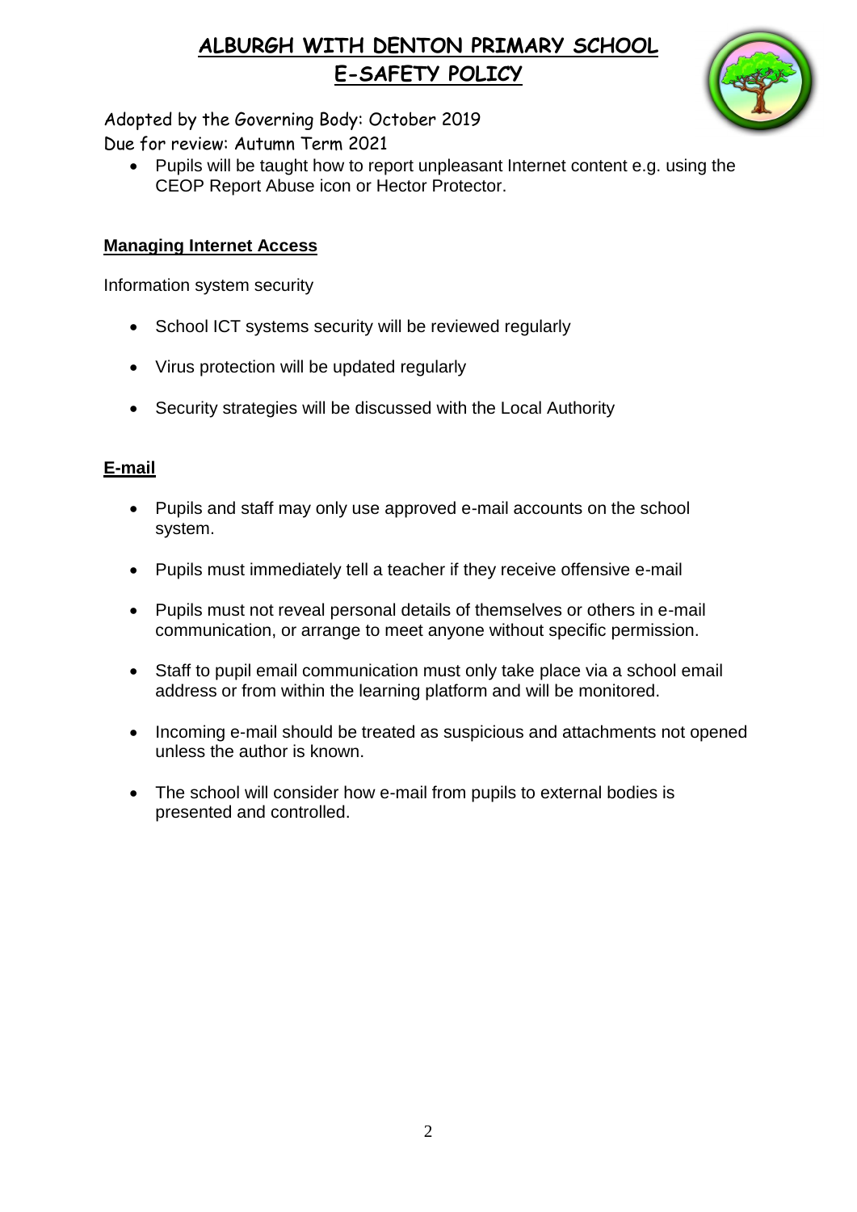- Pupils will be taught how to report unpleasant Internet content e.g. using the CEOP Report Abuse icon or Hector Protector.

## Managing Internet Access

Information system security

- School ICT systems security will be reviewed regularly
- Virus protection will be updated regularly
- Security strategies will be discussed with the Local Authority

## E-mail

- Pupils and staff may only use approved e-mail accounts on the school system.
- Pupils must immediately tell a teacher if they receive offensive e-mail
- Pupils must not reveal personal details of themselves or others in e-mail communication, or arrange to meet anyone without specific permission.
- Staff to pupil email communication must only take place via a school email address or from within the learning platform and will be monitored.
- Incoming e-mail should be treated as suspicious and attachments not opened unless the author is known.
- The school will consider how e-mail from pupils to external bodies is presented and controlled.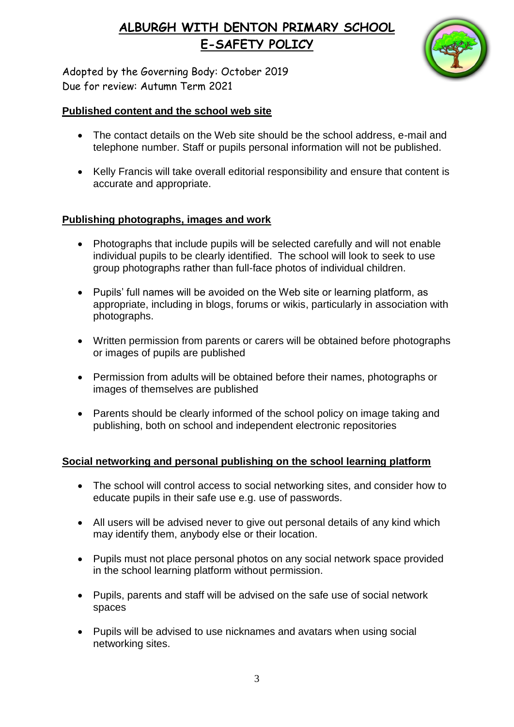# ALBURGH WITH DENTON PRIMARY SCHOOL
# E-SAFETY POLICY

Adopted by the Governing Body: October 2019
Due for review: Autumn Term 2021

## Published content and the school web site

- The contact details on the Web site should be the school address, e-mail and telephone number. Staff or pupils personal information will not be published.
- Kelly Francis will take overall editorial responsibility and ensure that content is accurate and appropriate.

## Publishing photographs, images and work

- Photographs that include pupils will be selected carefully and will not enable individual pupils to be clearly identified. The school will look to seek to use group photographs rather than full-face photos of individual children.
- Pupils' full names will be avoided on the Web site or learning platform, as appropriate, including in blogs, forums or wikis, particularly in association with photographs.
- Written permission from parents or carers will be obtained before photographs or images of pupils are published
- Permission from adults will be obtained before their names, photographs or images of themselves are published
- Parents should be clearly informed of the school policy on image taking and publishing, both on school and independent electronic repositories

## Social networking and personal publishing on the school learning platform

- The school will control access to social networking sites, and consider how to educate pupils in their safe use e.g. use of passwords.
- All users will be advised never to give out personal details of any kind which may identify them, anybody else or their location.
- Pupils must not place personal photos on any social network space provided in the school learning platform without permission.
- Pupils, parents and staff will be advised on the safe use of social network spaces
- Pupils will be advised to use nicknames and avatars when using social networking sites.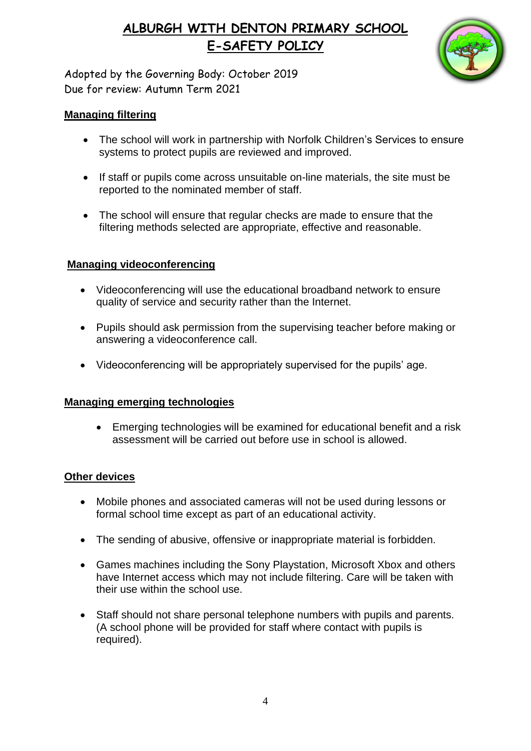# ALBURGH WITH DENTON PRIMARY SCHOOL
## E-SAFETY POLICY

Adopted by the Governing Body: October 2019
Due for review: Autumn Term 2021

### Managing filtering

- The school will work in partnership with Norfolk Children's Services to ensure systems to protect pupils are reviewed and improved.
- If staff or pupils come across unsuitable on-line materials, the site must be reported to the nominated member of staff.
- The school will ensure that regular checks are made to ensure that the filtering methods selected are appropriate, effective and reasonable.

### Managing videoconferencing

- Videoconferencing will use the educational broadband network to ensure quality of service and security rather than the Internet.
- Pupils should ask permission from the supervising teacher before making or answering a videoconference call.
- Videoconferencing will be appropriately supervised for the pupils' age.

### Managing emerging technologies

- Emerging technologies will be examined for educational benefit and a risk assessment will be carried out before use in school is allowed.

### Other devices

- Mobile phones and associated cameras will not be used during lessons or formal school time except as part of an educational activity.
- The sending of abusive, offensive or inappropriate material is forbidden.
- Games machines including the Sony Playstation, Microsoft Xbox and others have Internet access which may not include filtering. Care will be taken with their use within the school use.
- Staff should not share personal telephone numbers with pupils and parents. (A school phone will be provided for staff where contact with pupils is required).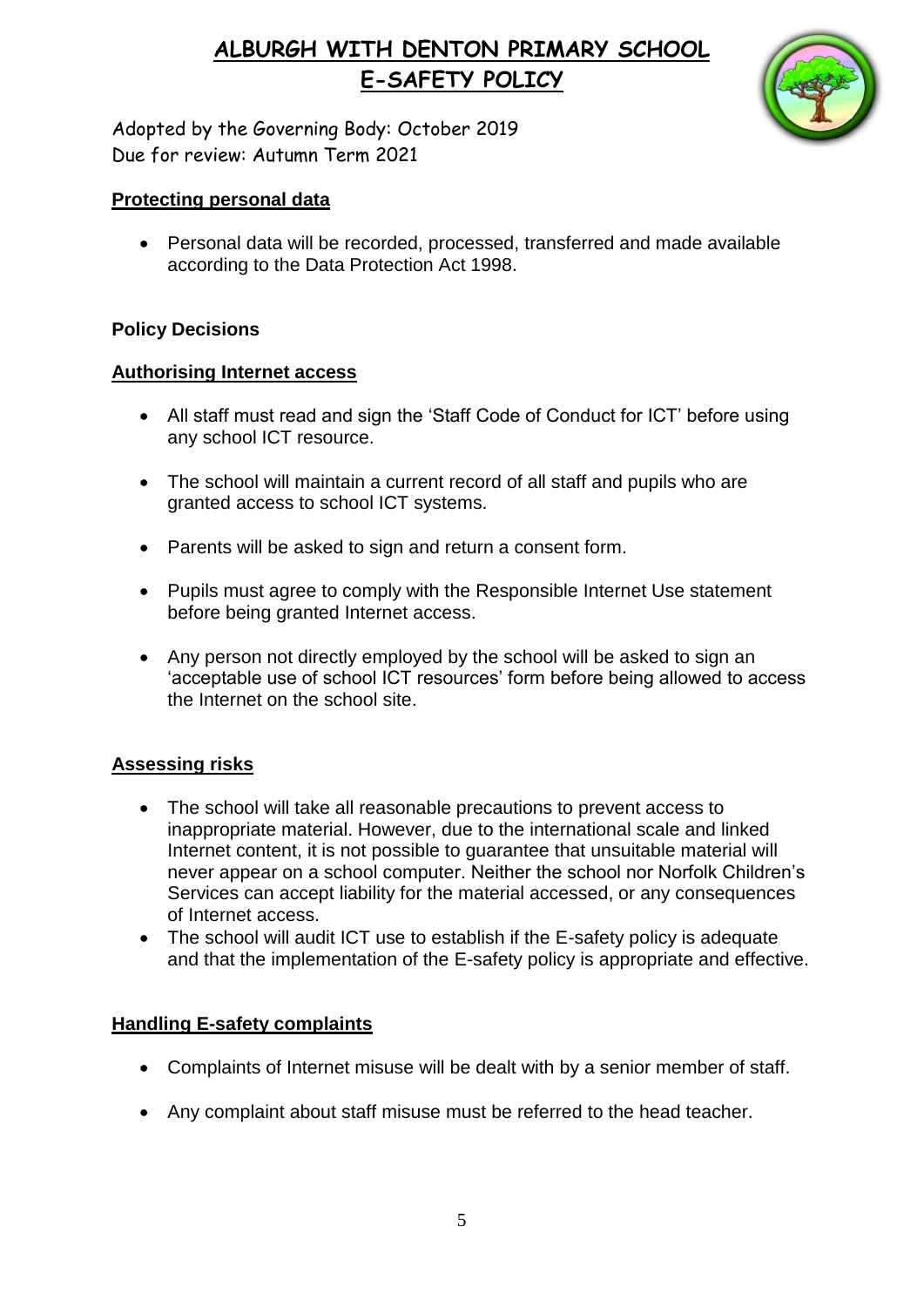# ALBURGH WITH DENTON PRIMARY SCHOOL
# E-SAFETY POLICY

Adopted by the Governing Body: October 2019
Due for review: Autumn Term 2021

## Protecting personal data

- Personal data will be recorded, processed, transferred and made available according to the Data Protection Act 1998.

## Policy Decisions

### Authorising Internet access

- All staff must read and sign the 'Staff Code of Conduct for ICT' before using any school ICT resource.
- The school will maintain a current record of all staff and pupils who are granted access to school ICT systems.
- Parents will be asked to sign and return a consent form.
- Pupils must agree to comply with the Responsible Internet Use statement before being granted Internet access.
- Any person not directly employed by the school will be asked to sign an 'acceptable use of school ICT resources' form before being allowed to access the Internet on the school site.

### Assessing risks

- The school will take all reasonable precautions to prevent access to inappropriate material. However, due to the international scale and linked Internet content, it is not possible to guarantee that unsuitable material will never appear on a school computer. Neither the school nor Norfolk Children's Services can accept liability for the material accessed, or any consequences of Internet access.
- The school will audit ICT use to establish if the E-safety policy is adequate and that the implementation of the E-safety policy is appropriate and effective.

### Handling E-safety complaints

- Complaints of Internet misuse will be dealt with by a senior member of staff.
- Any complaint about staff misuse must be referred to the head teacher.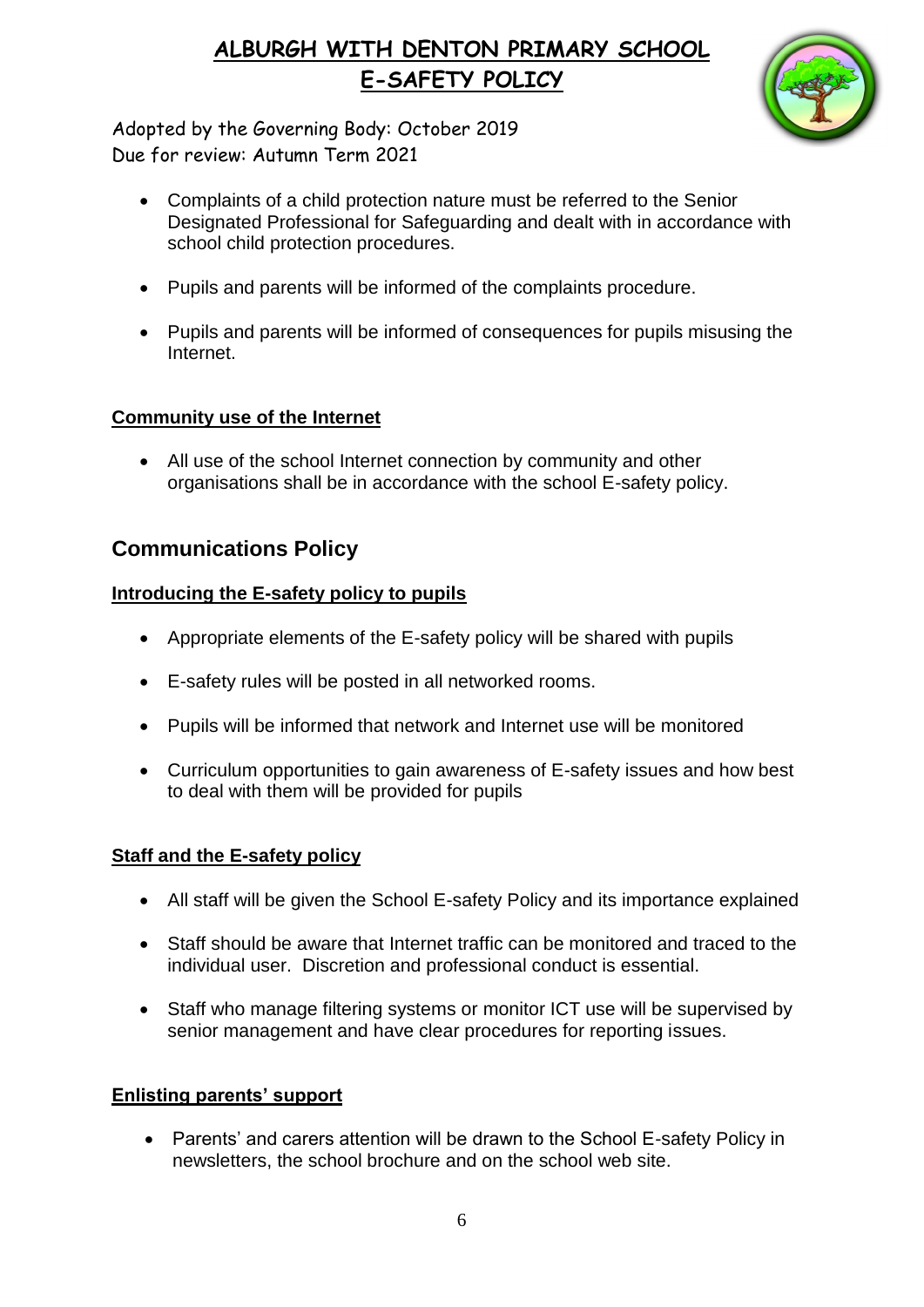# ALBURGH WITH DENTON PRIMARY SCHOOL
# E-SAFETY POLICY

Adopted by the Governing Body: October 2019
Due for review: Autumn Term 2021

- Complaints of a child protection nature must be referred to the Senior Designated Professional for Safeguarding and dealt with in accordance with school child protection procedures.
- Pupils and parents will be informed of the complaints procedure.
- Pupils and parents will be informed of consequences for pupils misusing the Internet.

**Community use of the Internet**

- All use of the school Internet connection by community and other organisations shall be in accordance with the school E-safety policy.

## Communications Policy

**Introducing the E-safety policy to pupils**

- Appropriate elements of the E-safety policy will be shared with pupils
- E-safety rules will be posted in all networked rooms.
- Pupils will be informed that network and Internet use will be monitored
- Curriculum opportunities to gain awareness of E-safety issues and how best to deal with them will be provided for pupils

**Staff and the E-safety policy**

- All staff will be given the School E-safety Policy and its importance explained
- Staff should be aware that Internet traffic can be monitored and traced to the individual user. Discretion and professional conduct is essential.
- Staff who manage filtering systems or monitor ICT use will be supervised by senior management and have clear procedures for reporting issues.

**Enlisting parents' support**

- Parents' and carers attention will be drawn to the School E-safety Policy in newsletters, the school brochure and on the school web site.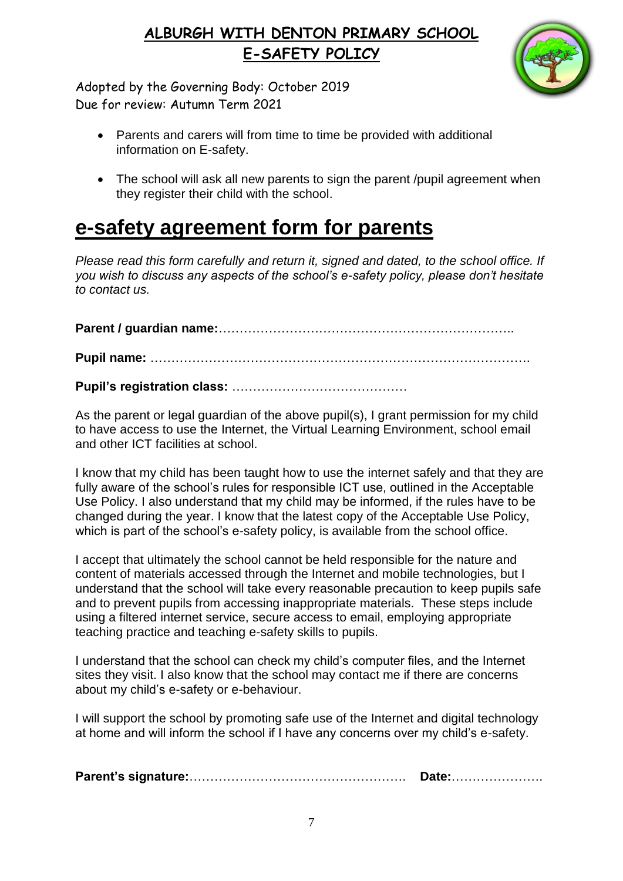## ALBURGH WITH DENTON PRIMARY SCHOOL
## E-SAFETY POLICY

Adopted by the Governing Body: October 2019
Due for review: Autumn Term 2021

- Parents and carers will from time to time be provided with additional information on E-safety.
- The school will ask all new parents to sign the parent /pupil agreement when they register their child with the school.

# e-safety agreement form for parents

*Please read this form carefully and return it, signed and dated, to the school office. If you wish to discuss any aspects of the school's e-safety policy, please don't hesitate to contact us.*

**Parent / guardian name:**………………………………………………………………..

**Pupil name:** ……………………………………………………………………………….

**Pupil's registration class:** ……………………………………

As the parent or legal guardian of the above pupil(s), I grant permission for my child to have access to use the Internet, the Virtual Learning Environment, school email and other ICT facilities at school.

I know that my child has been taught how to use the internet safely and that they are fully aware of the school's rules for responsible ICT use, outlined in the Acceptable Use Policy. I also understand that my child may be informed, if the rules have to be changed during the year. I know that the latest copy of the Acceptable Use Policy, which is part of the school's e-safety policy, is available from the school office.

I accept that ultimately the school cannot be held responsible for the nature and content of materials accessed through the Internet and mobile technologies, but I understand that the school will take every reasonable precaution to keep pupils safe and to prevent pupils from accessing inappropriate materials. These steps include using a filtered internet service, secure access to email, employing appropriate teaching practice and teaching e-safety skills to pupils.

I understand that the school can check my child's computer files, and the Internet sites they visit. I also know that the school may contact me if there are concerns about my child's e-safety or e-behaviour.

I will support the school by promoting safe use of the Internet and digital technology at home and will inform the school if I have any concerns over my child's e-safety.

**Parent's signature:**……………………………………………. **Date:**………………….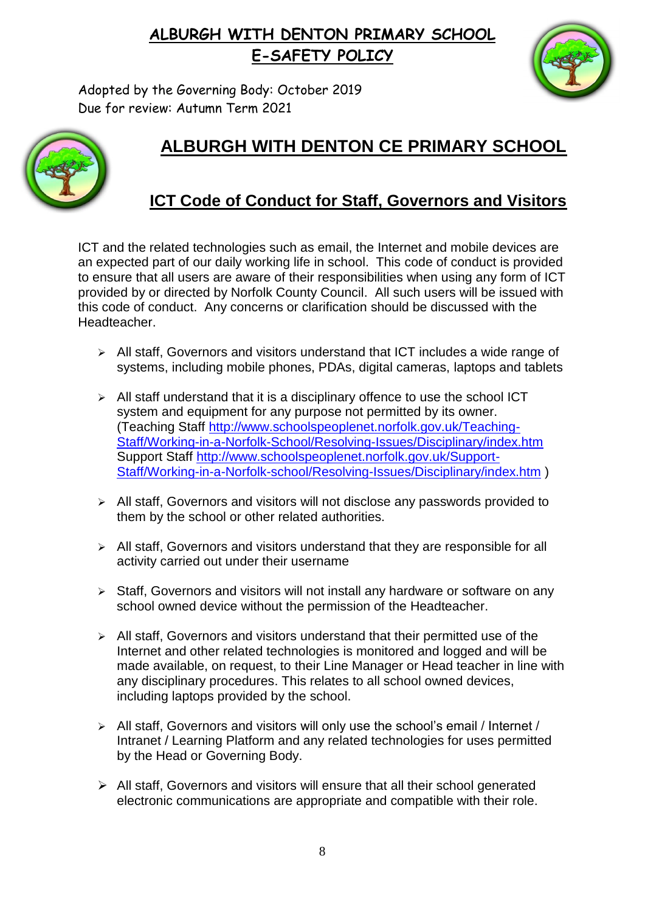# ALBURGH WITH DENTON PRIMARY SCHOOL
# E-SAFETY POLICY

Adopted by the Governing Body: October 2019
Due for review: Autumn Term 2021

## ALBURGH WITH DENTON CE PRIMARY SCHOOL

## ICT Code of Conduct for Staff, Governors and Visitors

ICT and the related technologies such as email, the Internet and mobile devices are an expected part of our daily working life in school. This code of conduct is provided to ensure that all users are aware of their responsibilities when using any form of ICT provided by or directed by Norfolk County Council. All such users will be issued with this code of conduct. Any concerns or clarification should be discussed with the Headteacher.

- All staff, Governors and visitors understand that ICT includes a wide range of systems, including mobile phones, PDAs, digital cameras, laptops and tablets
- All staff understand that it is a disciplinary offence to use the school ICT system and equipment for any purpose not permitted by its owner. (Teaching Staff http://www.schoolspeoplenet.norfolk.gov.uk/Teaching-Staff/Working-in-a-Norfolk-School/Resolving-Issues/Disciplinary/index.htm Support Staff http://www.schoolspeoplenet.norfolk.gov.uk/Support-Staff/Working-in-a-Norfolk-school/Resolving-Issues/Disciplinary/index.htm )
- All staff, Governors and visitors will not disclose any passwords provided to them by the school or other related authorities.
- All staff, Governors and visitors understand that they are responsible for all activity carried out under their username
- Staff, Governors and visitors will not install any hardware or software on any school owned device without the permission of the Headteacher.
- All staff, Governors and visitors understand that their permitted use of the Internet and other related technologies is monitored and logged and will be made available, on request, to their Line Manager or Head teacher in line with any disciplinary procedures. This relates to all school owned devices, including laptops provided by the school.
- All staff, Governors and visitors will only use the school's email / Internet / Intranet / Learning Platform and any related technologies for uses permitted by the Head or Governing Body.
- All staff, Governors and visitors will ensure that all their school generated electronic communications are appropriate and compatible with their role.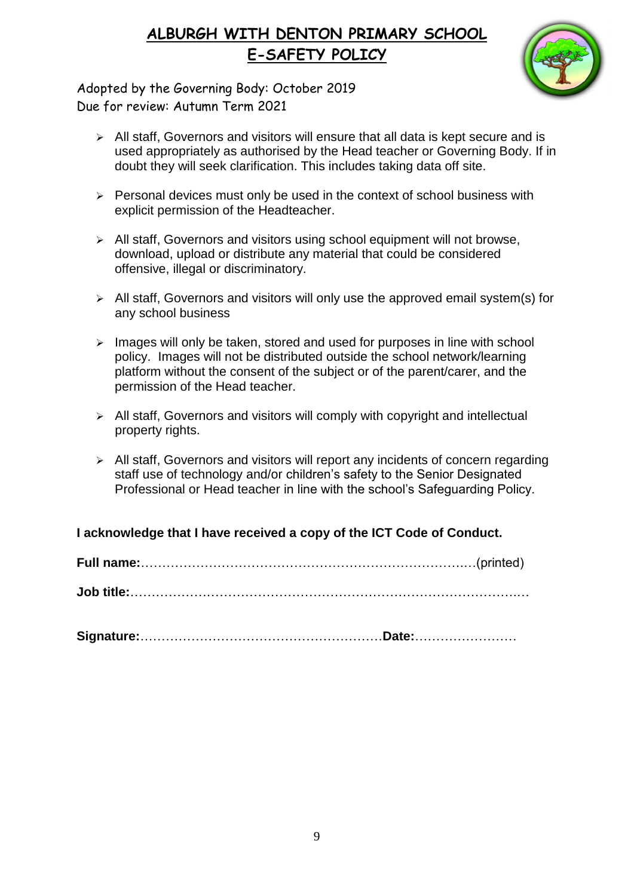# ALBURGH WITH DENTON PRIMARY SCHOOL
# E-SAFETY POLICY

Adopted by the Governing Body: October 2019
Due for review: Autumn Term 2021

- All staff, Governors and visitors will ensure that all data is kept secure and is used appropriately as authorised by the Head teacher or Governing Body. If in doubt they will seek clarification. This includes taking data off site.
- Personal devices must only be used in the context of school business with explicit permission of the Headteacher.
- All staff, Governors and visitors using school equipment will not browse, download, upload or distribute any material that could be considered offensive, illegal or discriminatory.
- All staff, Governors and visitors will only use the approved email system(s) for any school business
- Images will only be taken, stored and used for purposes in line with school policy. Images will not be distributed outside the school network/learning platform without the consent of the subject or of the parent/carer, and the permission of the Head teacher.
- All staff, Governors and visitors will comply with copyright and intellectual property rights.
- All staff, Governors and visitors will report any incidents of concern regarding staff use of technology and/or children's safety to the Senior Designated Professional or Head teacher in line with the school's Safeguarding Policy.

**I acknowledge that I have received a copy of the ICT Code of Conduct.**

**Full name:**……………………………………………………………………(printed)

**Job title:**………………………………………………………………………………

**Signature:**…………………………………………………**Date:**……………………